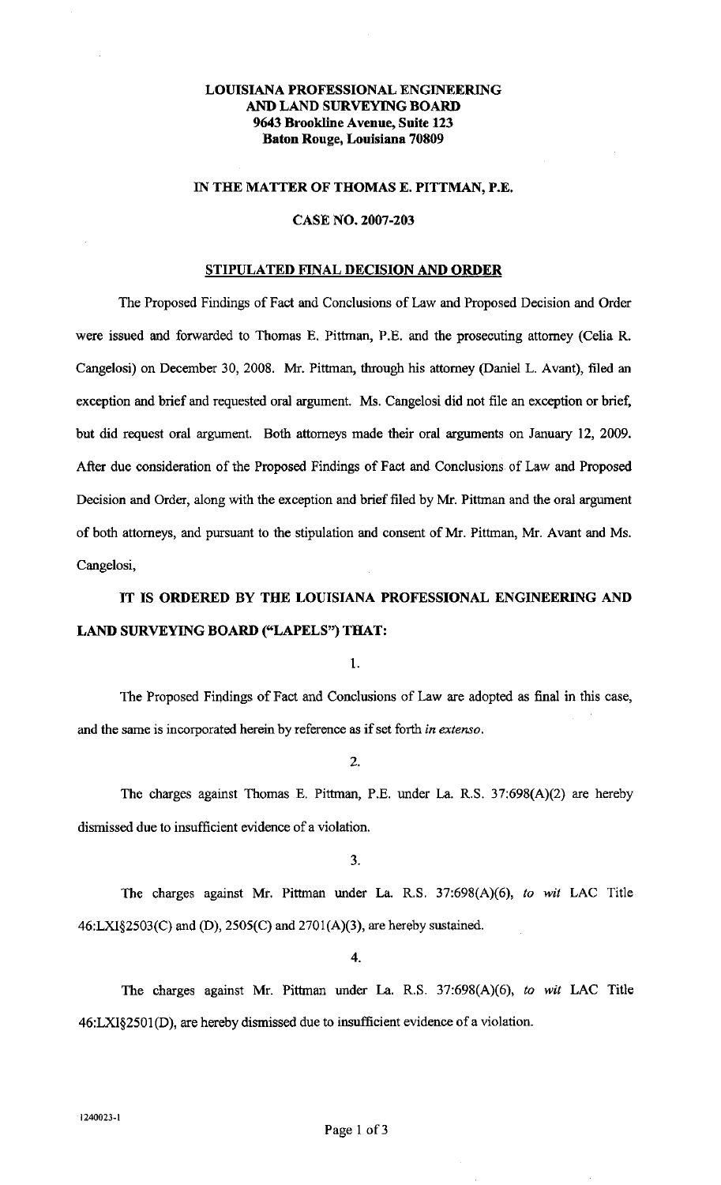**LOUISIANA PROFESSIONAL ENGINEERING AND LAND SURVEYING BOARD**
**9643 Brookline Avenue, Suite 123**
**Baton Rouge, Louisiana 70809**

**IN THE MATTER OF THOMAS E. PITTMAN, P.E.**

**CASE NO. 2007-203**

**STIPULATED FINAL DECISION AND ORDER**

The Proposed Findings of Fact and Conclusions of Law and Proposed Decision and Order were issued and forwarded to Thomas E. Pittman, P.E. and the prosecuting attorney (Celia R. Cangelosi) on December 30, 2008. Mr. Pittman, through his attorney (Daniel L. Avant), filed an exception and brief and requested oral argument. Ms. Cangelosi did not file an exception or brief, but did request oral argument. Both attorneys made their oral arguments on January 12, 2009. After due consideration of the Proposed Findings of Fact and Conclusions of Law and Proposed Decision and Order, along with the exception and brief filed by Mr. Pittman and the oral argument of both attorneys, and pursuant to the stipulation and consent of Mr. Pittman, Mr. Avant and Ms. Cangelosi,

**IT IS ORDERED BY THE LOUISIANA PROFESSIONAL ENGINEERING AND LAND SURVEYING BOARD ("LAPELS") THAT:**

1.

The Proposed Findings of Fact and Conclusions of Law are adopted as final in this case, and the same is incorporated herein by reference as if set forth *in extenso*.

2.

The charges against Thomas E. Pittman, P.E. under La. R.S. 37:698(A)(2) are hereby dismissed due to insufficient evidence of a violation.

3.

The charges against Mr. Pittman under La. R.S. 37:698(A)(6), *to wit* LAC Title 46:LXI§2503(C) and (D), 2505(C) and 2701(A)(3), are hereby sustained.

4.

The charges against Mr. Pittman under La. R.S. 37:698(A)(6), *to wit* LAC Title 46:LXI§2501(D), are hereby dismissed due to insufficient evidence of a violation.

1240023-1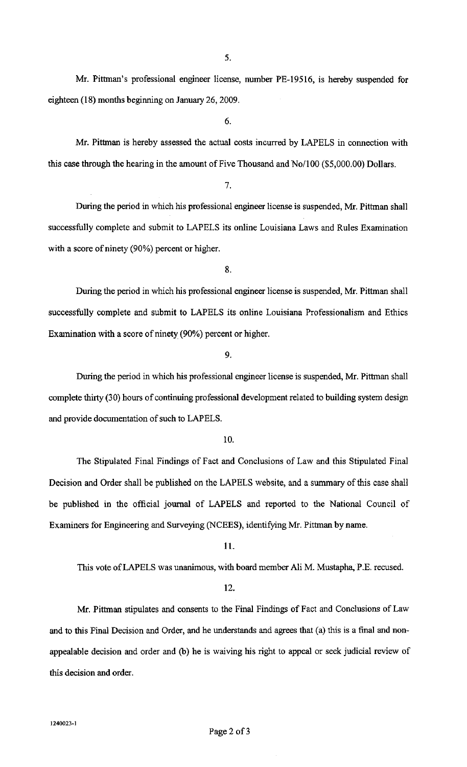5.

Mr. Pittman's professional engineer license, number PE-19516, is hereby suspended for eighteen (18) months beginning on January 26, 2009.

6.

Mr. Pittman is hereby assessed the actual costs incurred by LAPELS in connection with this case through the hearing in the amount of Five Thousand and No/100 ($5,000.00) Dollars.

7.

During the period in which his professional engineer license is suspended, Mr. Pittman shall successfully complete and submit to LAPELS its online Louisiana Laws and Rules Examination with a score of ninety (90%) percent or higher.

8.

During the period in which his professional engineer license is suspended, Mr. Pittman shall successfully complete and submit to LAPELS its online Louisiana Professionalism and Ethics Examination with a score of ninety (90%) percent or higher.

9.

During the period in which his professional engineer license is suspended, Mr. Pittman shall complete thirty (30) hours of continuing professional development related to building system design and provide documentation of such to LAPELS.

10.

The Stipulated Final Findings of Fact and Conclusions of Law and this Stipulated Final Decision and Order shall be published on the LAPELS website, and a summary of this case shall be published in the official journal of LAPELS and reported to the National Council of Examiners for Engineering and Surveying (NCEES), identifying Mr. Pittman by name.

11.

This vote of LAPELS was unanimous, with board member Ali M. Mustapha, P.E. recused.

12.

Mr. Pittman stipulates and consents to the Final Findings of Fact and Conclusions of Law and to this Final Decision and Order, and he understands and agrees that (a) this is a final and non-appealable decision and order and (b) he is waiving his right to appeal or seek judicial review of this decision and order.

1240023-1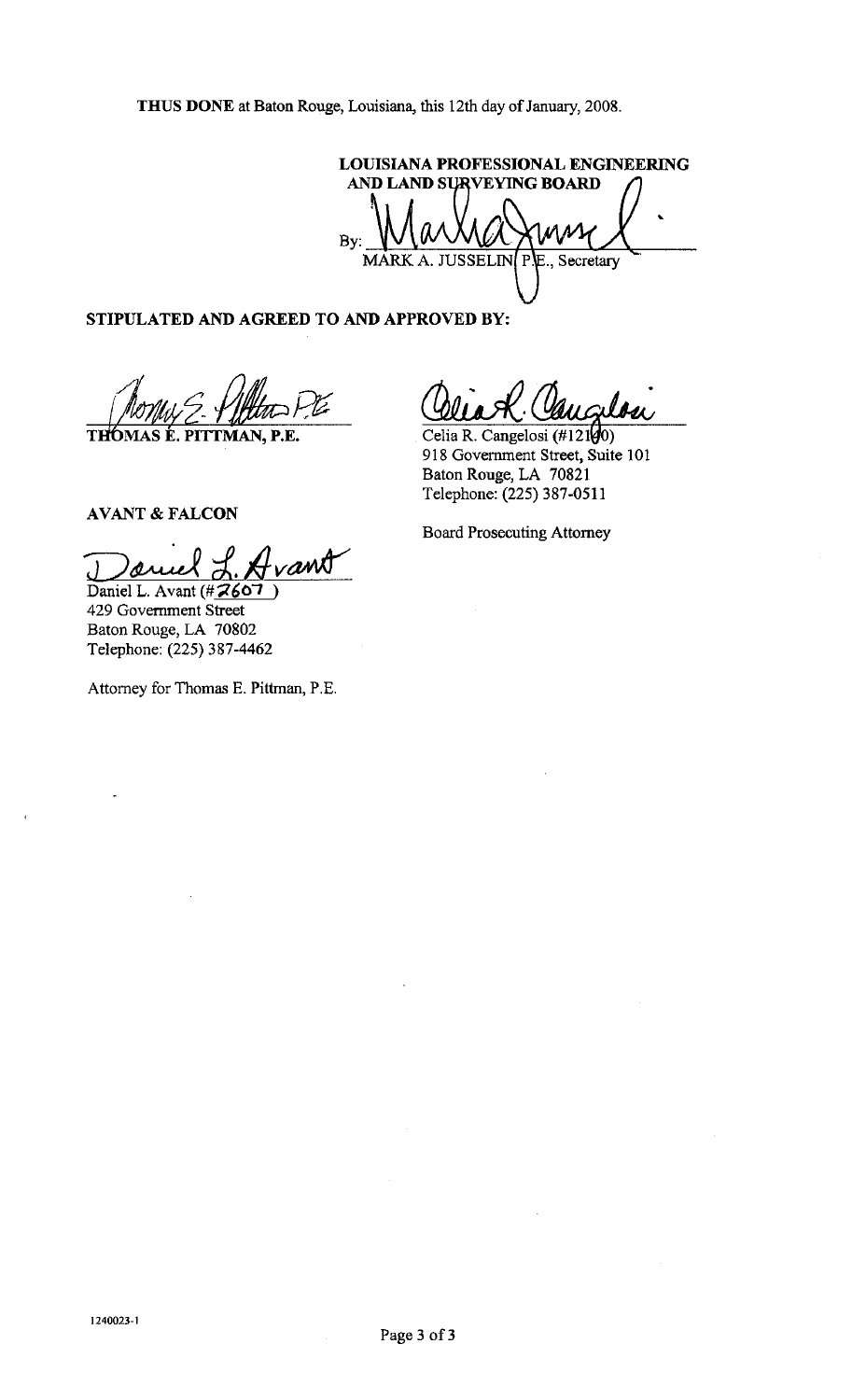**THUS DONE** at Baton Rouge, Louisiana, this 12th day of January, 2008.

**LOUISIANA PROFESSIONAL ENGINEERING AND LAND SURVEYING BOARD**

By: ______________________________
MARK A. JUSSELIN, P.E., Secretary

**STIPULATED AND AGREED TO AND APPROVED BY:**

______________________________
**THOMAS E. PITTMAN, P.E.**

**AVANT & FALCON**

______________________________
Daniel L. Avant (#2607)
429 Government Street
Baton Rouge, LA 70802
Telephone: (225) 387-4462

Attorney for Thomas E. Pittman, P.E.

______________________________
Celia R. Cangelosi (#12140)
918 Government Street, Suite 101
Baton Rouge, LA 70821
Telephone: (225) 387-0511

Board Prosecuting Attorney

1240023-1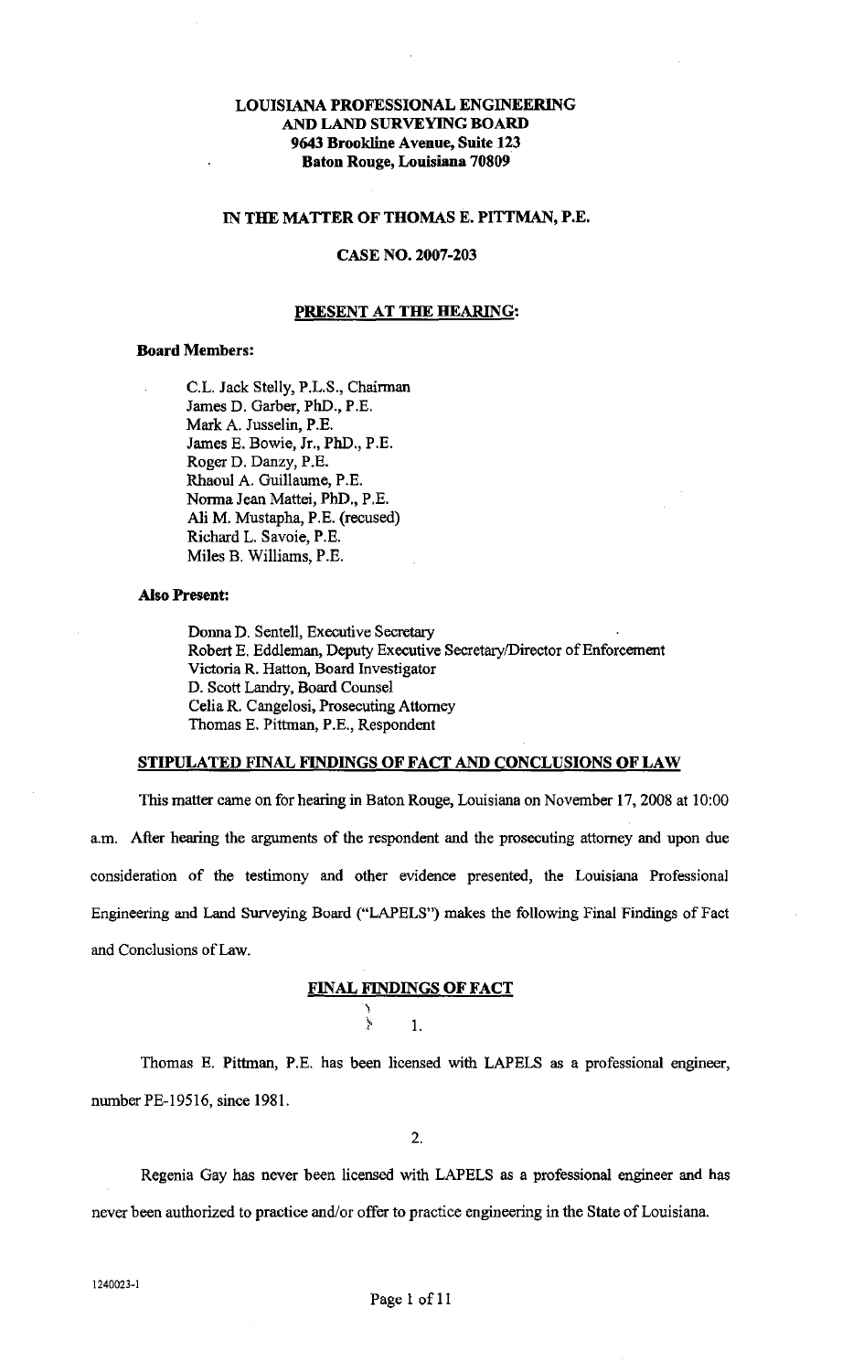**LOUISIANA PROFESSIONAL ENGINEERING AND LAND SURVEYING BOARD**
**9643 Brookline Avenue, Suite 123**
**Baton Rouge, Louisiana 70809**

**IN THE MATTER OF THOMAS E. PITTMAN, P.E.**

**CASE NO. 2007-203**

## PRESENT AT THE HEARING:

**Board Members:**

C.L. Jack Stelly, P.L.S., Chairman
James D. Garber, PhD., P.E.
Mark A. Jusselin, P.E.
James E. Bowie, Jr., PhD., P.E.
Roger D. Danzy, P.E.
Rhaoul A. Guillaume, P.E.
Norma Jean Mattei, PhD., P.E.
Ali M. Mustapha, P.E. (recused)
Richard L. Savoie, P.E.
Miles B. Williams, P.E.

**Also Present:**

Donna D. Sentell, Executive Secretary
Robert E. Eddleman, Deputy Executive Secretary/Director of Enforcement
Victoria R. Hatton, Board Investigator
D. Scott Landry, Board Counsel
Celia R. Cangelosi, Prosecuting Attorney
Thomas E. Pittman, P.E., Respondent

## STIPULATED FINAL FINDINGS OF FACT AND CONCLUSIONS OF LAW

This matter came on for hearing in Baton Rouge, Louisiana on November 17, 2008 at 10:00 a.m. After hearing the arguments of the respondent and the prosecuting attorney and upon due consideration of the testimony and other evidence presented, the Louisiana Professional Engineering and Land Surveying Board ("LAPELS") makes the following Final Findings of Fact and Conclusions of Law.

## FINAL FINDINGS OF FACT

1.

Thomas E. Pittman, P.E. has been licensed with LAPELS as a professional engineer, number PE-19516, since 1981.

2.

Regenia Gay has never been licensed with LAPELS as a professional engineer and has never been authorized to practice and/or offer to practice engineering in the State of Louisiana.

1240023-1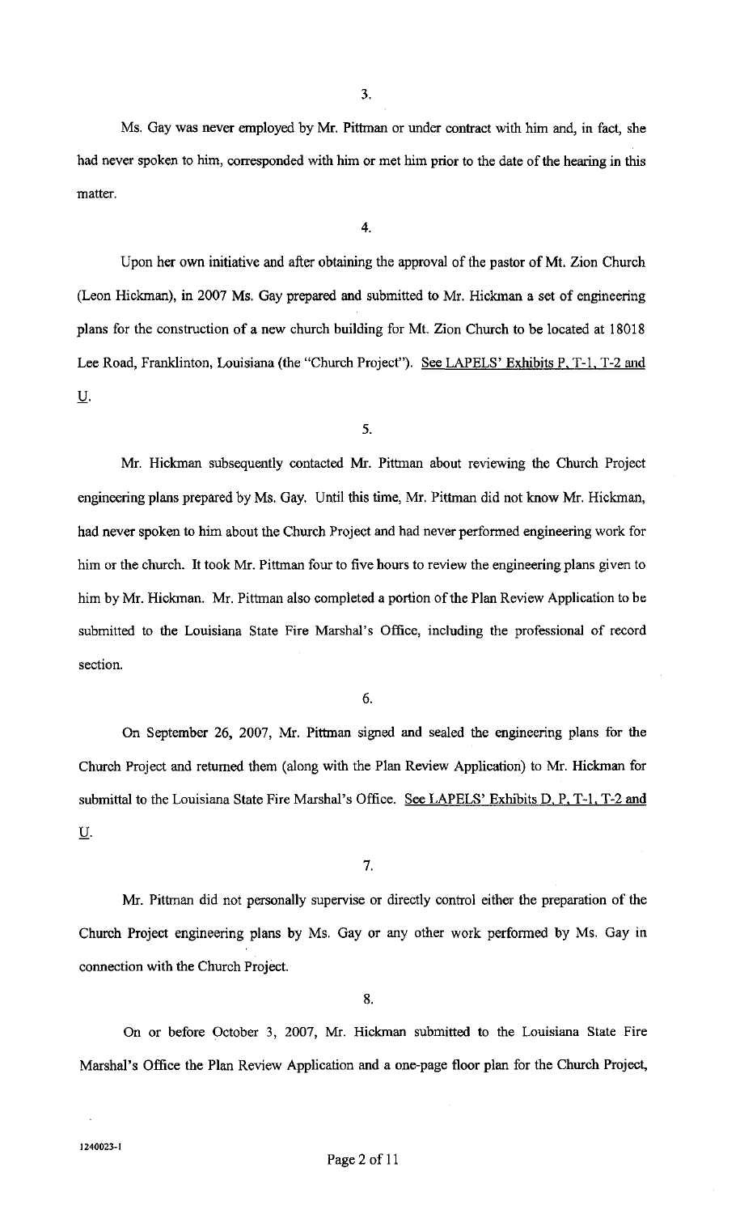3.

Ms. Gay was never employed by Mr. Pittman or under contract with him and, in fact, she had never spoken to him, corresponded with him or met him prior to the date of the hearing in this matter.

4.

Upon her own initiative and after obtaining the approval of the pastor of Mt. Zion Church (Leon Hickman), in 2007 Ms. Gay prepared and submitted to Mr. Hickman a set of engineering plans for the construction of a new church building for Mt. Zion Church to be located at 18018 Lee Road, Franklinton, Louisiana (the "Church Project"). See LAPELS' Exhibits P, T-1, T-2 and U.

5.

Mr. Hickman subsequently contacted Mr. Pittman about reviewing the Church Project engineering plans prepared by Ms. Gay. Until this time, Mr. Pittman did not know Mr. Hickman, had never spoken to him about the Church Project and had never performed engineering work for him or the church. It took Mr. Pittman four to five hours to review the engineering plans given to him by Mr. Hickman. Mr. Pittman also completed a portion of the Plan Review Application to be submitted to the Louisiana State Fire Marshal's Office, including the professional of record section.

6.

On September 26, 2007, Mr. Pittman signed and sealed the engineering plans for the Church Project and returned them (along with the Plan Review Application) to Mr. Hickman for submittal to the Louisiana State Fire Marshal's Office. See LAPELS' Exhibits D, P, T-1, T-2 and U.

7.

Mr. Pittman did not personally supervise or directly control either the preparation of the Church Project engineering plans by Ms. Gay or any other work performed by Ms. Gay in connection with the Church Project.

8.

On or before October 3, 2007, Mr. Hickman submitted to the Louisiana State Fire Marshal's Office the Plan Review Application and a one-page floor plan for the Church Project,

1240023-1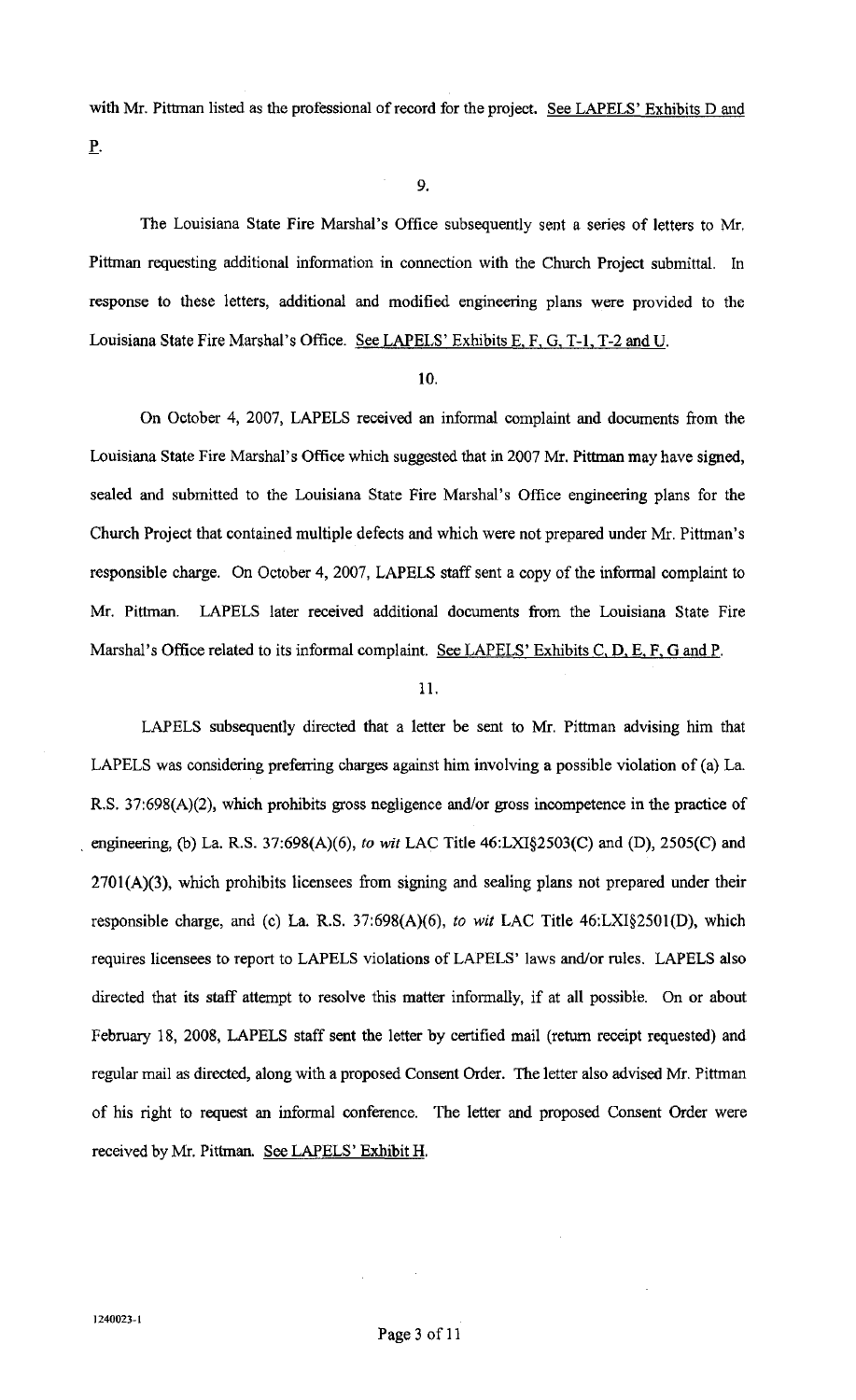with Mr. Pittman listed as the professional of record for the project. See LAPELS' Exhibits D and P.

9.

The Louisiana State Fire Marshal's Office subsequently sent a series of letters to Mr. Pittman requesting additional information in connection with the Church Project submittal. In response to these letters, additional and modified engineering plans were provided to the Louisiana State Fire Marshal's Office. See LAPELS' Exhibits E, F, G, T-1, T-2 and U.

10.

On October 4, 2007, LAPELS received an informal complaint and documents from the Louisiana State Fire Marshal's Office which suggested that in 2007 Mr. Pittman may have signed, sealed and submitted to the Louisiana State Fire Marshal's Office engineering plans for the Church Project that contained multiple defects and which were not prepared under Mr. Pittman's responsible charge. On October 4, 2007, LAPELS staff sent a copy of the informal complaint to Mr. Pittman. LAPELS later received additional documents from the Louisiana State Fire Marshal's Office related to its informal complaint. See LAPELS' Exhibits C, D, E, F, G and P.

11.

LAPELS subsequently directed that a letter be sent to Mr. Pittman advising him that LAPELS was considering preferring charges against him involving a possible violation of (a) La. R.S. 37:698(A)(2), which prohibits gross negligence and/or gross incompetence in the practice of engineering, (b) La. R.S. 37:698(A)(6), *to wit* LAC Title 46:LXI§2503(C) and (D), 2505(C) and 2701(A)(3), which prohibits licensees from signing and sealing plans not prepared under their responsible charge, and (c) La. R.S. 37:698(A)(6), *to wit* LAC Title 46:LXI§2501(D), which requires licensees to report to LAPELS violations of LAPELS' laws and/or rules. LAPELS also directed that its staff attempt to resolve this matter informally, if at all possible. On or about February 18, 2008, LAPELS staff sent the letter by certified mail (return receipt requested) and regular mail as directed, along with a proposed Consent Order. The letter also advised Mr. Pittman of his right to request an informal conference. The letter and proposed Consent Order were received by Mr. Pittman. See LAPELS' Exhibit H.

1240023-1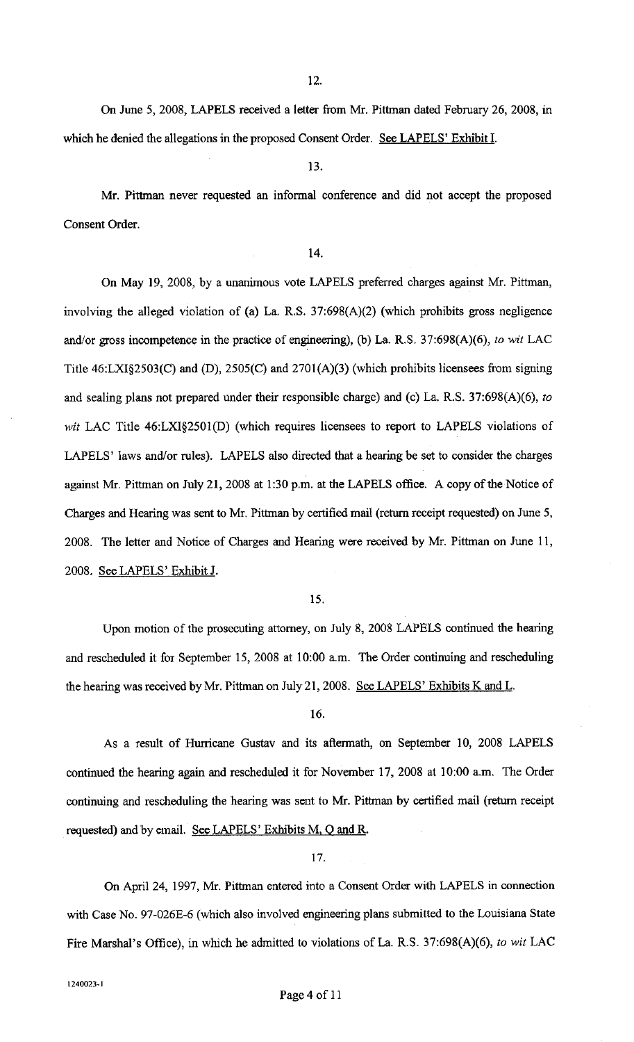12.

On June 5, 2008, LAPELS received a letter from Mr. Pittman dated February 26, 2008, in which he denied the allegations in the proposed Consent Order. See LAPELS' Exhibit I.

13.

Mr. Pittman never requested an informal conference and did not accept the proposed Consent Order.

14.

On May 19, 2008, by a unanimous vote LAPELS preferred charges against Mr. Pittman, involving the alleged violation of (a) La. R.S. 37:698(A)(2) (which prohibits gross negligence and/or gross incompetence in the practice of engineering), (b) La. R.S. 37:698(A)(6), *to wit* LAC Title 46:LXI§2503(C) and (D), 2505(C) and 2701(A)(3) (which prohibits licensees from signing and sealing plans not prepared under their responsible charge) and (c) La. R.S. 37:698(A)(6), *to wit* LAC Title 46:LXI§2501(D) (which requires licensees to report to LAPELS violations of LAPELS' laws and/or rules). LAPELS also directed that a hearing be set to consider the charges against Mr. Pittman on July 21, 2008 at 1:30 p.m. at the LAPELS office. A copy of the Notice of Charges and Hearing was sent to Mr. Pittman by certified mail (return receipt requested) on June 5, 2008. The letter and Notice of Charges and Hearing were received by Mr. Pittman on June 11, 2008. See LAPELS' Exhibit J.

15.

Upon motion of the prosecuting attorney, on July 8, 2008 LAPELS continued the hearing and rescheduled it for September 15, 2008 at 10:00 a.m. The Order continuing and rescheduling the hearing was received by Mr. Pittman on July 21, 2008. See LAPELS' Exhibits K and L.

16.

As a result of Hurricane Gustav and its aftermath, on September 10, 2008 LAPELS continued the hearing again and rescheduled it for November 17, 2008 at 10:00 a.m. The Order continuing and rescheduling the hearing was sent to Mr. Pittman by certified mail (return receipt requested) and by email. See LAPELS' Exhibits M, Q and R.

17.

On April 24, 1997, Mr. Pittman entered into a Consent Order with LAPELS in connection with Case No. 97-026E-6 (which also involved engineering plans submitted to the Louisiana State Fire Marshal's Office), in which he admitted to violations of La. R.S. 37:698(A)(6), *to wit* LAC

1240023-1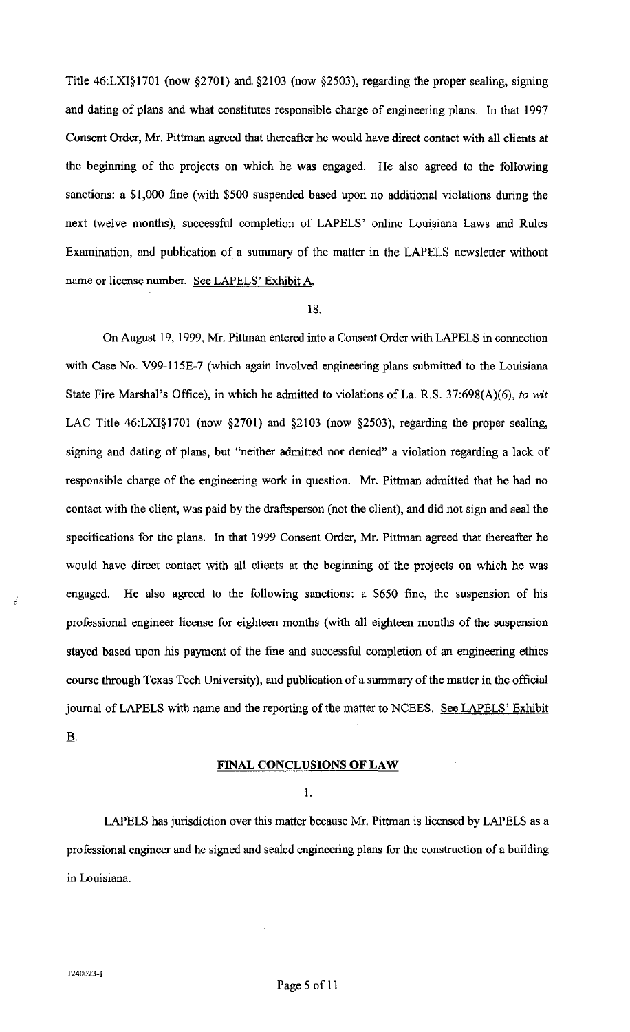Title 46:LXI§1701 (now §2701) and §2103 (now §2503), regarding the proper sealing, signing and dating of plans and what constitutes responsible charge of engineering plans. In that 1997 Consent Order, Mr. Pittman agreed that thereafter he would have direct contact with all clients at the beginning of the projects on which he was engaged. He also agreed to the following sanctions: a $1,000 fine (with $500 suspended based upon no additional violations during the next twelve months), successful completion of LAPELS' online Louisiana Laws and Rules Examination, and publication of a summary of the matter in the LAPELS newsletter without name or license number. <u>See LAPELS' Exhibit A</u>.

18.

On August 19, 1999, Mr. Pittman entered into a Consent Order with LAPELS in connection with Case No. V99-115E-7 (which again involved engineering plans submitted to the Louisiana State Fire Marshal's Office), in which he admitted to violations of La. R.S. 37:698(A)(6), *to wit* LAC Title 46:LXI§1701 (now §2701) and §2103 (now §2503), regarding the proper sealing, signing and dating of plans, but "neither admitted nor denied" a violation regarding a lack of responsible charge of the engineering work in question. Mr. Pittman admitted that he had no contact with the client, was paid by the draftsperson (not the client), and did not sign and seal the specifications for the plans. In that 1999 Consent Order, Mr. Pittman agreed that thereafter he would have direct contact with all clients at the beginning of the projects on which he was engaged. He also agreed to the following sanctions: a $650 fine, the suspension of his professional engineer license for eighteen months (with all eighteen months of the suspension stayed based upon his payment of the fine and successful completion of an engineering ethics course through Texas Tech University), and publication of a summary of the matter in the official journal of LAPELS with name and the reporting of the matter to NCEES. <u>See LAPELS' Exhibit B</u>.

## FINAL CONCLUSIONS OF LAW

1.

LAPELS has jurisdiction over this matter because Mr. Pittman is licensed by LAPELS as a professional engineer and he signed and sealed engineering plans for the construction of a building in Louisiana.

1240023-1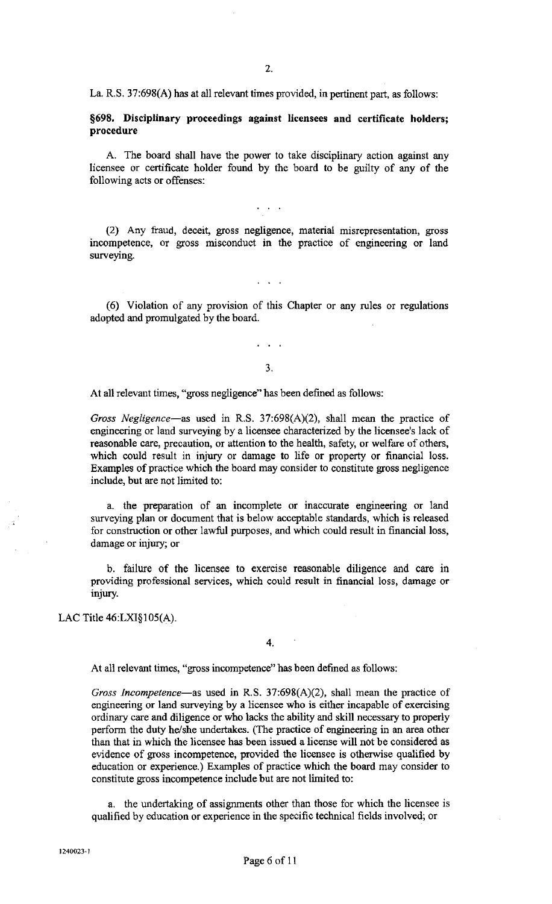2.

La. R.S. 37:698(A) has at all relevant times provided, in pertinent part, as follows:

**§698. Disciplinary proceedings against licensees and certificate holders; procedure**

A. The board shall have the power to take disciplinary action against any licensee or certificate holder found by the board to be guilty of any of the following acts or offenses:

. . .

(2) Any fraud, deceit, gross negligence, material misrepresentation, gross incompetence, or gross misconduct in the practice of engineering or land surveying.

. . .

(6) Violation of any provision of this Chapter or any rules or regulations adopted and promulgated by the board.

. . .

3.

At all relevant times, "gross negligence" has been defined as follows:

*Gross Negligence*—as used in R.S. 37:698(A)(2), shall mean the practice of engineering or land surveying by a licensee characterized by the licensee's lack of reasonable care, precaution, or attention to the health, safety, or welfare of others, which could result in injury or damage to life or property or financial loss. Examples of practice which the board may consider to constitute gross negligence include, but are not limited to:

a. the preparation of an incomplete or inaccurate engineering or land surveying plan or document that is below acceptable standards, which is released for construction or other lawful purposes, and which could result in financial loss, damage or injury; or

b. failure of the licensee to exercise reasonable diligence and care in providing professional services, which could result in financial loss, damage or injury.

LAC Title 46:LXI§105(A).

4.

At all relevant times, "gross incompetence" has been defined as follows:

*Gross Incompetence*—as used in R.S. 37:698(A)(2), shall mean the practice of engineering or land surveying by a licensee who is either incapable of exercising ordinary care and diligence or who lacks the ability and skill necessary to properly perform the duty he/she undertakes. (The practice of engineering in an area other than that in which the licensee has been issued a license will not be considered as evidence of gross incompetence, provided the licensee is otherwise qualified by education or experience.) Examples of practice which the board may consider to constitute gross incompetence include but are not limited to:

a. the undertaking of assignments other than those for which the licensee is qualified by education or experience in the specific technical fields involved; or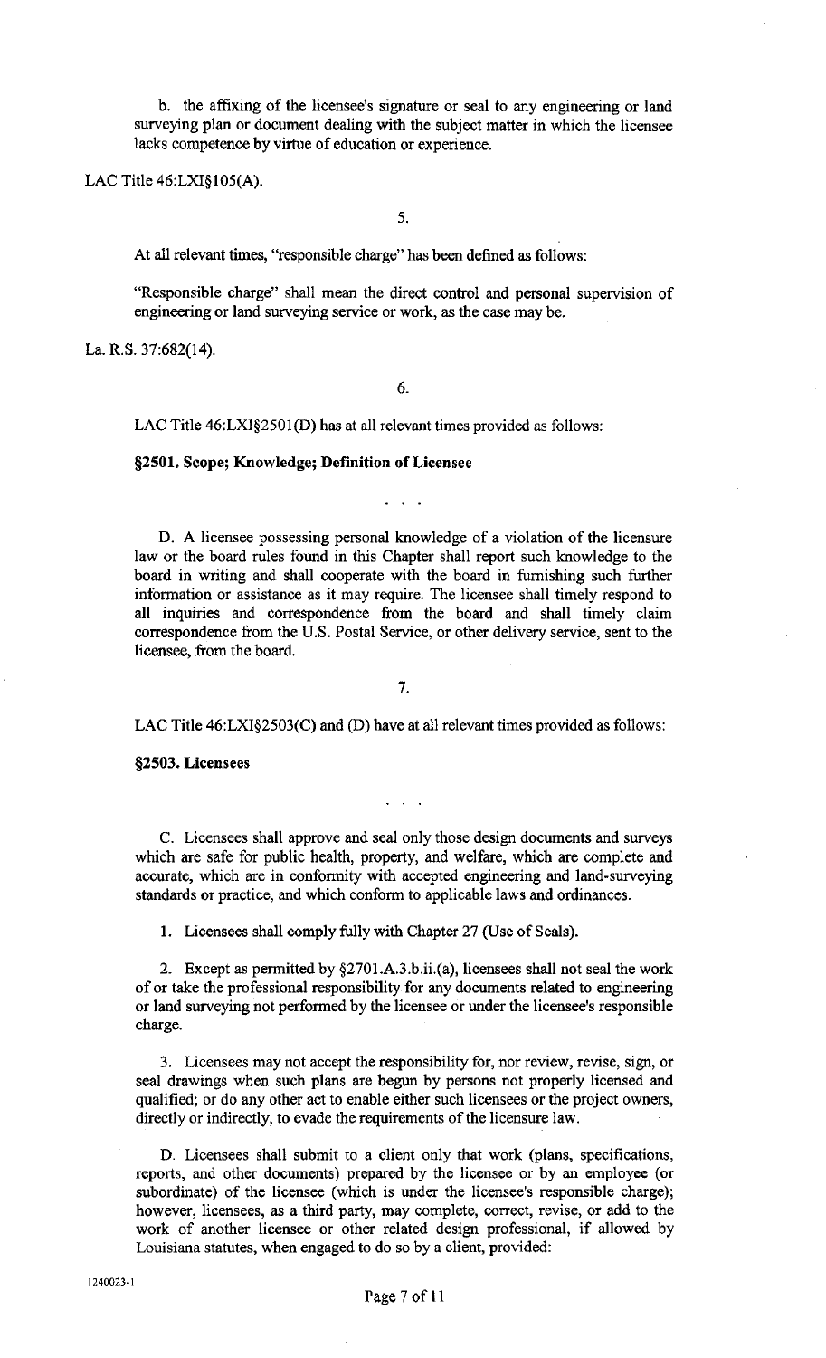b. the affixing of the licensee's signature or seal to any engineering or land surveying plan or document dealing with the subject matter in which the licensee lacks competence by virtue of education or experience.

LAC Title 46:LXI§105(A).

5.

At all relevant times, "responsible charge" has been defined as follows:

"Responsible charge" shall mean the direct control and personal supervision of engineering or land surveying service or work, as the case may be.

La. R.S. 37:682(14).

6.

LAC Title 46:LXI§2501(D) has at all relevant times provided as follows:

**§2501. Scope; Knowledge; Definition of Licensee**

. . .

D. A licensee possessing personal knowledge of a violation of the licensure law or the board rules found in this Chapter shall report such knowledge to the board in writing and shall cooperate with the board in furnishing such further information or assistance as it may require. The licensee shall timely respond to all inquiries and correspondence from the board and shall timely claim correspondence from the U.S. Postal Service, or other delivery service, sent to the licensee, from the board.

7.

LAC Title 46:LXI§2503(C) and (D) have at all relevant times provided as follows:

**§2503. Licensees**

. . .

C. Licensees shall approve and seal only those design documents and surveys which are safe for public health, property, and welfare, which are complete and accurate, which are in conformity with accepted engineering and land-surveying standards or practice, and which conform to applicable laws and ordinances.

1. Licensees shall comply fully with Chapter 27 (Use of Seals).

2. Except as permitted by §2701.A.3.b.ii.(a), licensees shall not seal the work of or take the professional responsibility for any documents related to engineering or land surveying not performed by the licensee or under the licensee's responsible charge.

3. Licensees may not accept the responsibility for, nor review, revise, sign, or seal drawings when such plans are begun by persons not properly licensed and qualified; or do any other act to enable either such licensees or the project owners, directly or indirectly, to evade the requirements of the licensure law.

D. Licensees shall submit to a client only that work (plans, specifications, reports, and other documents) prepared by the licensee or by an employee (or subordinate) of the licensee (which is under the licensee's responsible charge); however, licensees, as a third party, may complete, correct, revise, or add to the work of another licensee or other related design professional, if allowed by Louisiana statutes, when engaged to do so by a client, provided:

1240023-1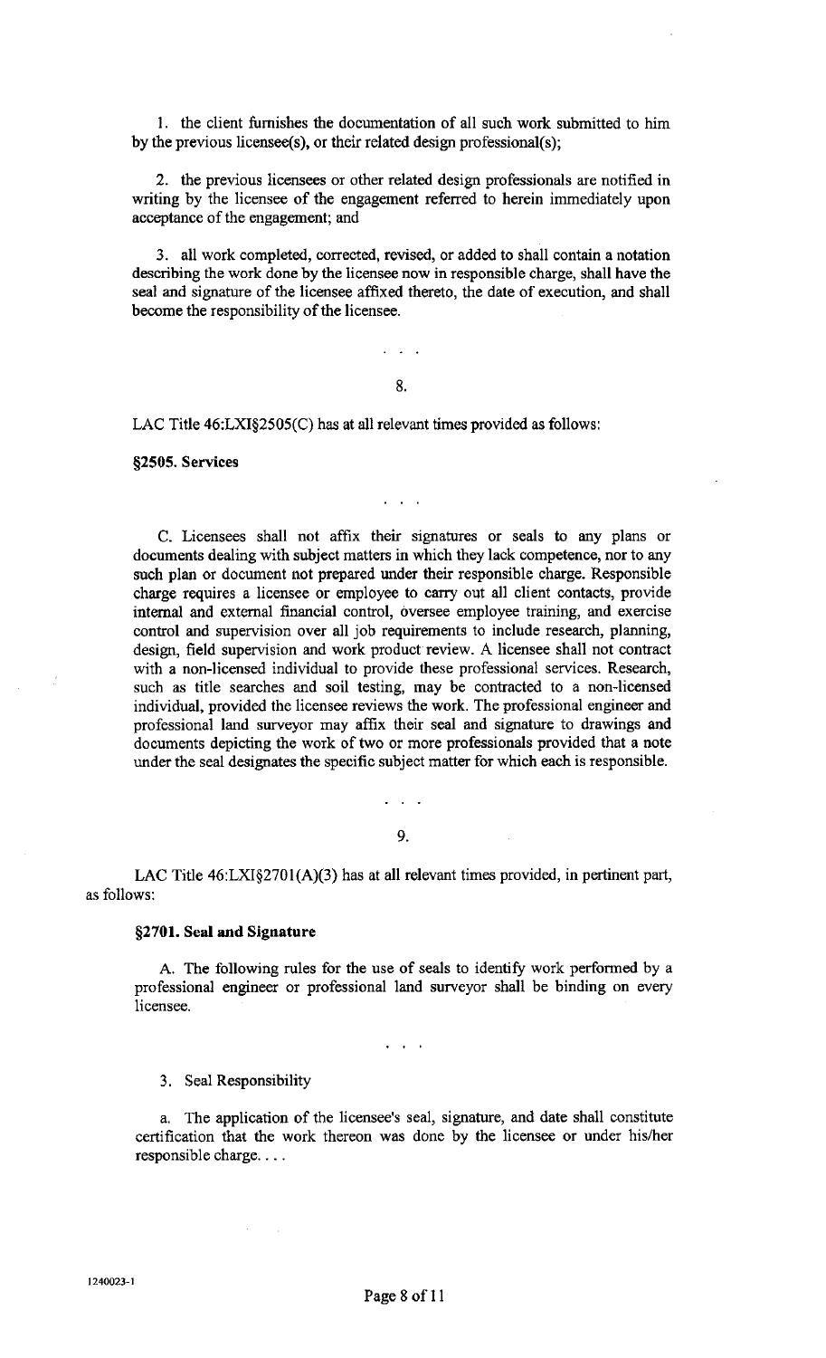1. the client furnishes the documentation of all such work submitted to him by the previous licensee(s), or their related design professional(s);

2. the previous licensees or other related design professionals are notified in writing by the licensee of the engagement referred to herein immediately upon acceptance of the engagement; and

3. all work completed, corrected, revised, or added to shall contain a notation describing the work done by the licensee now in responsible charge, shall have the seal and signature of the licensee affixed thereto, the date of execution, and shall become the responsibility of the licensee.

. . .

8.

LAC Title 46:LXI§2505(C) has at all relevant times provided as follows:

**§2505. Services**

. . .

C. Licensees shall not affix their signatures or seals to any plans or documents dealing with subject matters in which they lack competence, nor to any such plan or document not prepared under their responsible charge. Responsible charge requires a licensee or employee to carry out all client contacts, provide internal and external financial control, oversee employee training, and exercise control and supervision over all job requirements to include research, planning, design, field supervision and work product review. A licensee shall not contract with a non-licensed individual to provide these professional services. Research, such as title searches and soil testing, may be contracted to a non-licensed individual, provided the licensee reviews the work. The professional engineer and professional land surveyor may affix their seal and signature to drawings and documents depicting the work of two or more professionals provided that a note under the seal designates the specific subject matter for which each is responsible.

. . .

9.

LAC Title 46:LXI§2701(A)(3) has at all relevant times provided, in pertinent part, as follows:

**§2701. Seal and Signature**

A. The following rules for the use of seals to identify work performed by a professional engineer or professional land surveyor shall be binding on every licensee.

. . .

3. Seal Responsibility

a. The application of the licensee's seal, signature, and date shall constitute certification that the work thereon was done by the licensee or under his/her responsible charge. . . .

1240023-1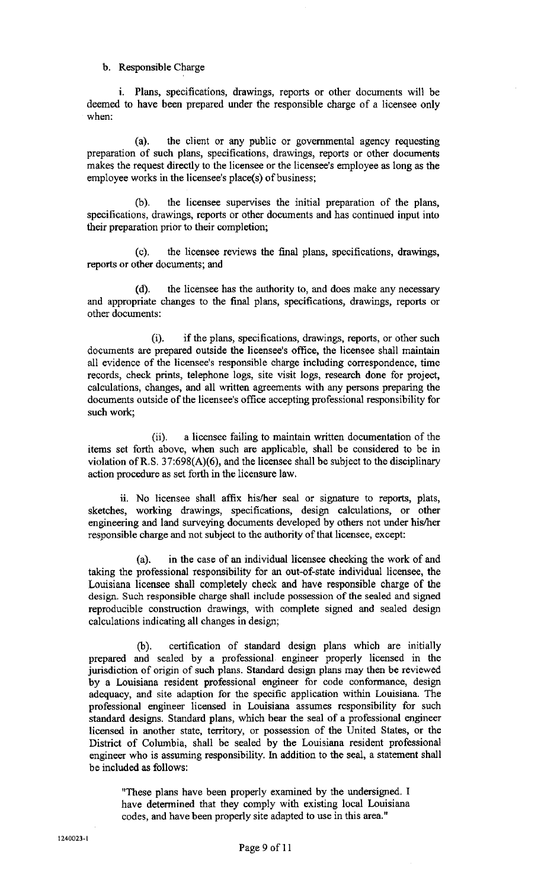b. Responsible Charge

i. Plans, specifications, drawings, reports or other documents will be deemed to have been prepared under the responsible charge of a licensee only when:

(a). the client or any public or governmental agency requesting preparation of such plans, specifications, drawings, reports or other documents makes the request directly to the licensee or the licensee's employee as long as the employee works in the licensee's place(s) of business;

(b). the licensee supervises the initial preparation of the plans, specifications, drawings, reports or other documents and has continued input into their preparation prior to their completion;

(c). the licensee reviews the final plans, specifications, drawings, reports or other documents; and

(d). the licensee has the authority to, and does make any necessary and appropriate changes to the final plans, specifications, drawings, reports or other documents:

(i). if the plans, specifications, drawings, reports, or other such documents are prepared outside the licensee's office, the licensee shall maintain all evidence of the licensee's responsible charge including correspondence, time records, check prints, telephone logs, site visit logs, research done for project, calculations, changes, and all written agreements with any persons preparing the documents outside of the licensee's office accepting professional responsibility for such work;

(ii). a licensee failing to maintain written documentation of the items set forth above, when such are applicable, shall be considered to be in violation of R.S. 37:698(A)(6), and the licensee shall be subject to the disciplinary action procedure as set forth in the licensure law.

ii. No licensee shall affix his/her seal or signature to reports, plats, sketches, working drawings, specifications, design calculations, or other engineering and land surveying documents developed by others not under his/her responsible charge and not subject to the authority of that licensee, except:

(a). in the case of an individual licensee checking the work of and taking the professional responsibility for an out-of-state individual licensee, the Louisiana licensee shall completely check and have responsible charge of the design. Such responsible charge shall include possession of the sealed and signed reproducible construction drawings, with complete signed and sealed design calculations indicating all changes in design;

(b). certification of standard design plans which are initially prepared and sealed by a professional engineer properly licensed in the jurisdiction of origin of such plans. Standard design plans may then be reviewed by a Louisiana resident professional engineer for code conformance, design adequacy, and site adaption for the specific application within Louisiana. The professional engineer licensed in Louisiana assumes responsibility for such standard designs. Standard plans, which bear the seal of a professional engineer licensed in another state, territory, or possession of the United States, or the District of Columbia, shall be sealed by the Louisiana resident professional engineer who is assuming responsibility. In addition to the seal, a statement shall be included as follows:

> "These plans have been properly examined by the undersigned. I have determined that they comply with existing local Louisiana codes, and have been properly site adapted to use in this area."

1240023-1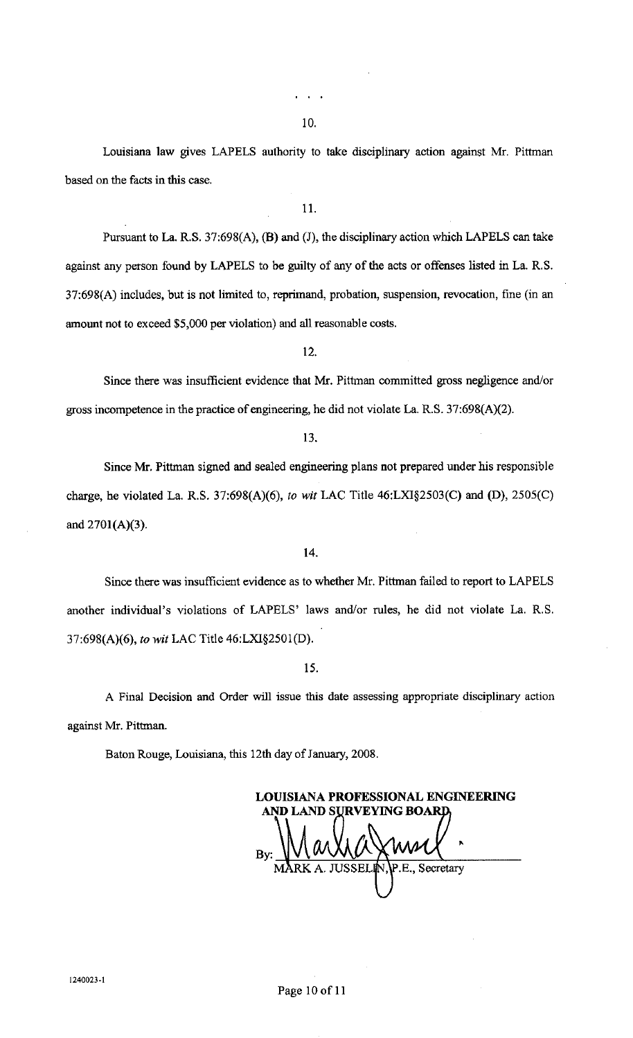. . .

10.

Louisiana law gives LAPELS authority to take disciplinary action against Mr. Pittman based on the facts in this case.

11.

Pursuant to La. R.S. 37:698(A), (B) and (J), the disciplinary action which LAPELS can take against any person found by LAPELS to be guilty of any of the acts or offenses listed in La. R.S. 37:698(A) includes, but is not limited to, reprimand, probation, suspension, revocation, fine (in an amount not to exceed $5,000 per violation) and all reasonable costs.

12.

Since there was insufficient evidence that Mr. Pittman committed gross negligence and/or gross incompetence in the practice of engineering, he did not violate La. R.S. 37:698(A)(2).

13.

Since Mr. Pittman signed and sealed engineering plans not prepared under his responsible charge, he violated La. R.S. 37:698(A)(6), *to wit* LAC Title 46:LXI§2503(C) and (D), 2505(C) and 2701(A)(3).

14.

Since there was insufficient evidence as to whether Mr. Pittman failed to report to LAPELS another individual's violations of LAPELS' laws and/or rules, he did not violate La. R.S. 37:698(A)(6), *to wit* LAC Title 46:LXI§2501(D).

15.

A Final Decision and Order will issue this date assessing appropriate disciplinary action against Mr. Pittman.

Baton Rouge, Louisiana, this 12th day of January, 2008.

**LOUISIANA PROFESSIONAL ENGINEERING AND LAND SURVEYING BOARD**

By: ______________________
MARK A. JUSSELIN, P.E., Secretary

1240023-1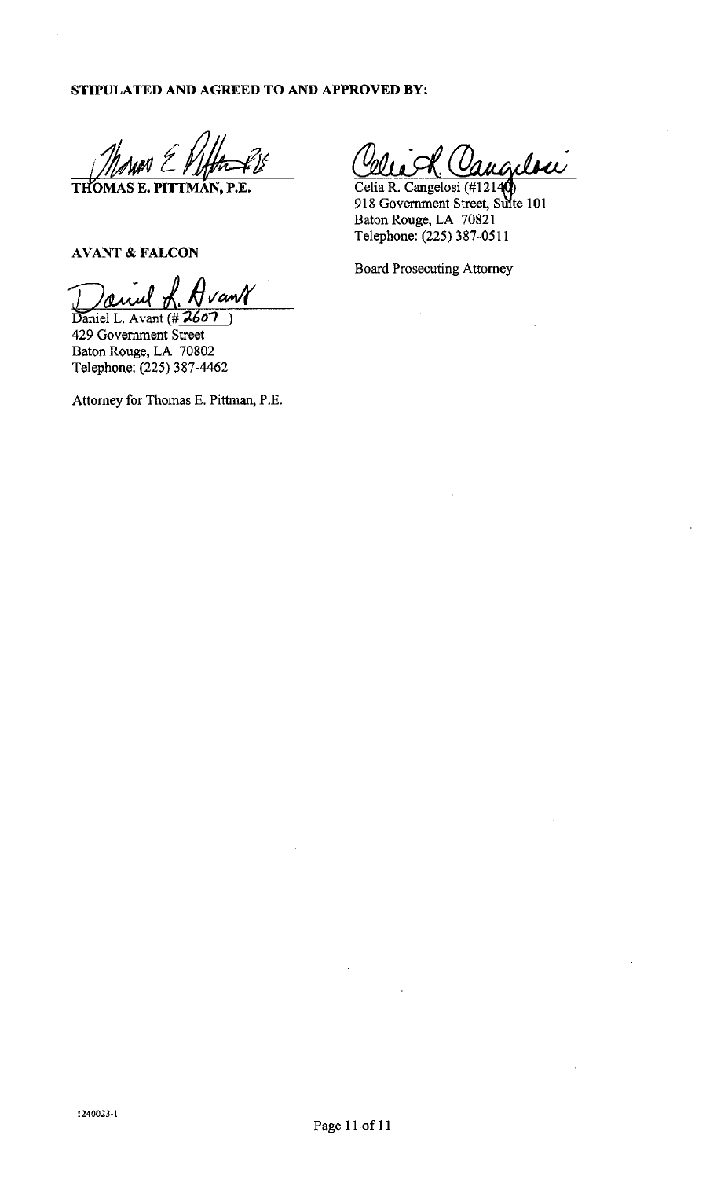**STIPULATED AND AGREED TO AND APPROVED BY:**

**THOMAS E. PITTMAN, P.E.**

**AVANT & FALCON**

Daniel L. Avant (# 2607 )
429 Government Street
Baton Rouge, LA 70802
Telephone: (225) 387-4462

Attorney for Thomas E. Pittman, P.E.

Celia R. Cangelosi (#12140)
918 Government Street, Suite 101
Baton Rouge, LA 70821
Telephone: (225) 387-0511

Board Prosecuting Attorney

1240023-1